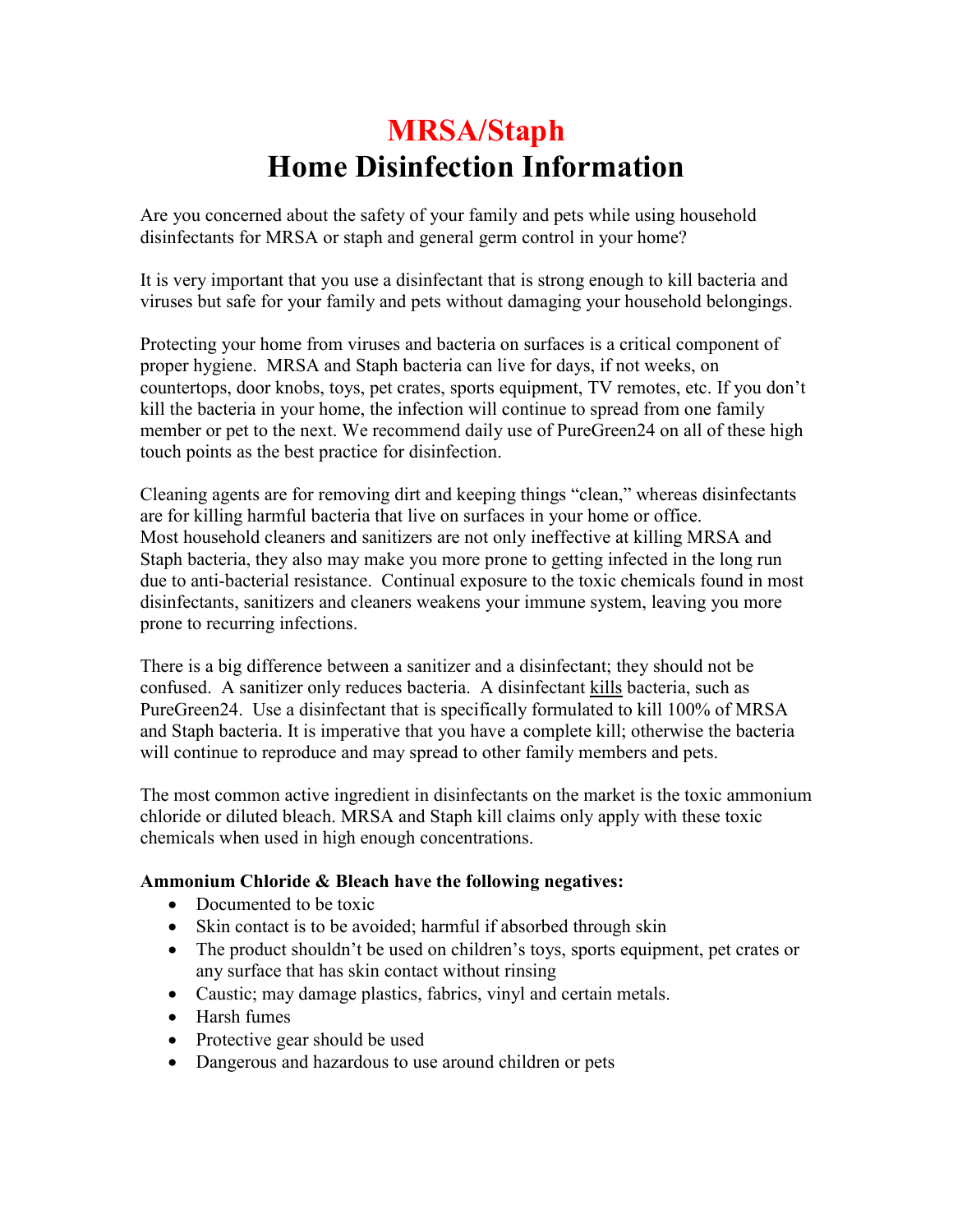# MRSA/Staph
# Home Disinfection Information

Are you concerned about the safety of your family and pets while using household disinfectants for MRSA or staph and general germ control in your home?

It is very important that you use a disinfectant that is strong enough to kill bacteria and viruses but safe for your family and pets without damaging your household belongings.

Protecting your home from viruses and bacteria on surfaces is a critical component of proper hygiene. MRSA and Staph bacteria can live for days, if not weeks, on countertops, door knobs, toys, pet crates, sports equipment, TV remotes, etc. If you don't kill the bacteria in your home, the infection will continue to spread from one family member or pet to the next. We recommend daily use of PureGreen24 on all of these high touch points as the best practice for disinfection.

Cleaning agents are for removing dirt and keeping things "clean," whereas disinfectants are for killing harmful bacteria that live on surfaces in your home or office. Most household cleaners and sanitizers are not only ineffective at killing MRSA and Staph bacteria, they also may make you more prone to getting infected in the long run due to anti-bacterial resistance. Continual exposure to the toxic chemicals found in most disinfectants, sanitizers and cleaners weakens your immune system, leaving you more prone to recurring infections.

There is a big difference between a sanitizer and a disinfectant; they should not be confused. A sanitizer only reduces bacteria. A disinfectant kills bacteria, such as PureGreen24. Use a disinfectant that is specifically formulated to kill 100% of MRSA and Staph bacteria. It is imperative that you have a complete kill; otherwise the bacteria will continue to reproduce and may spread to other family members and pets.

The most common active ingredient in disinfectants on the market is the toxic ammonium chloride or diluted bleach. MRSA and Staph kill claims only apply with these toxic chemicals when used in high enough concentrations.

**Ammonium Chloride & Bleach have the following negatives:**

- Documented to be toxic
- Skin contact is to be avoided; harmful if absorbed through skin
- The product shouldn't be used on children's toys, sports equipment, pet crates or any surface that has skin contact without rinsing
- Caustic; may damage plastics, fabrics, vinyl and certain metals.
- Harsh fumes
- Protective gear should be used
- Dangerous and hazardous to use around children or pets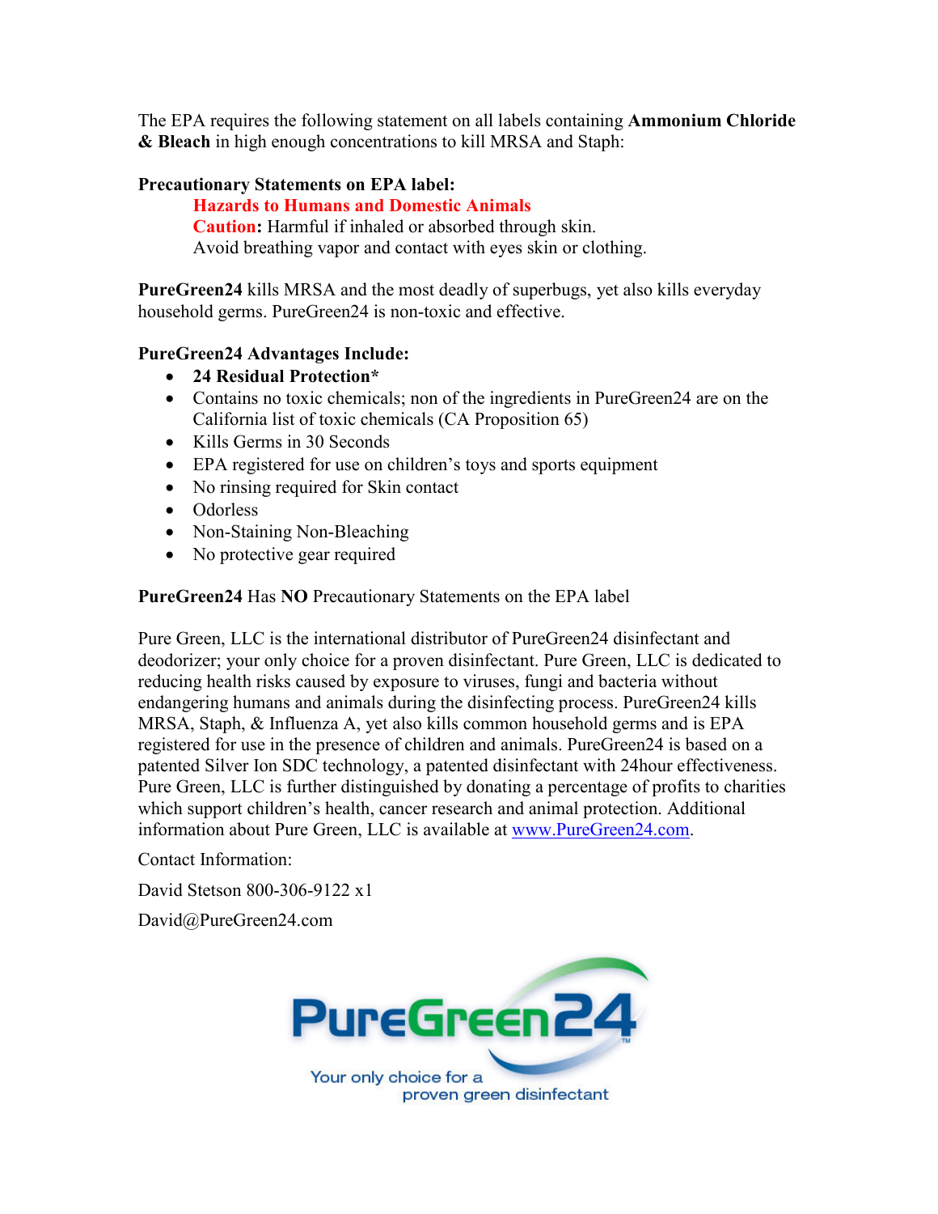The EPA requires the following statement on all labels containing **Ammonium Chloride & Bleach** in high enough concentrations to kill MRSA and Staph:

**Precautionary Statements on EPA label:**

**Hazards to Humans and Domestic Animals**

**Caution:** Harmful if inhaled or absorbed through skin.

Avoid breathing vapor and contact with eyes skin or clothing.

**PureGreen24** kills MRSA and the most deadly of superbugs, yet also kills everyday household germs. PureGreen24 is non-toxic and effective.

**PureGreen24 Advantages Include:**

- **24 Residual Protection***
- Contains no toxic chemicals; non of the ingredients in PureGreen24 are on the California list of toxic chemicals (CA Proposition 65)
- Kills Germs in 30 Seconds
- EPA registered for use on children's toys and sports equipment
- No rinsing required for Skin contact
- Odorless
- Non-Staining Non-Bleaching
- No protective gear required

**PureGreen24** Has **NO** Precautionary Statements on the EPA label

Pure Green, LLC is the international distributor of PureGreen24 disinfectant and deodorizer; your only choice for a proven disinfectant. Pure Green, LLC is dedicated to reducing health risks caused by exposure to viruses, fungi and bacteria without endangering humans and animals during the disinfecting process. PureGreen24 kills MRSA, Staph, & Influenza A, yet also kills common household germs and is EPA registered for use in the presence of children and animals. PureGreen24 is based on a patented Silver Ion SDC technology, a patented disinfectant with 24hour effectiveness. Pure Green, LLC is further distinguished by donating a percentage of profits to charities which support children's health, cancer research and animal protection. Additional information about Pure Green, LLC is available at www.PureGreen24.com.

Contact Information:

David Stetson 800-306-9122 x1

David@PureGreen24.com

PureGreen24™

Your only choice for a proven green disinfectant